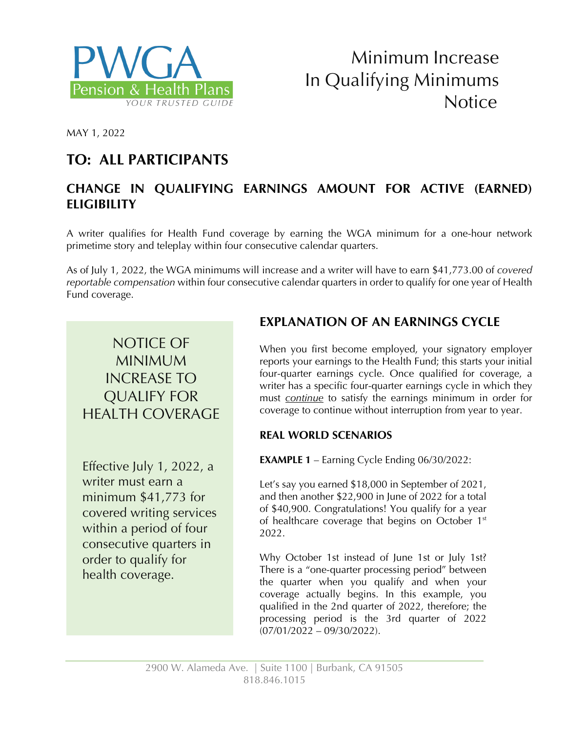PWGA Pension & Health Plans
YOUR TRUSTED GUIDE

# Minimum Increase In Qualifying Minimums Notice

MAY 1, 2022

## TO: ALL PARTICIPANTS

## CHANGE IN QUALIFYING EARNINGS AMOUNT FOR ACTIVE (EARNED) ELIGIBILITY

A writer qualifies for Health Fund coverage by earning the WGA minimum for a one-hour network primetime story and teleplay within four consecutive calendar quarters.

As of July 1, 2022, the WGA minimums will increase and a writer will have to earn $41,773.00 of *covered reportable compensation* within four consecutive calendar quarters in order to qualify for one year of Health Fund coverage.

### NOTICE OF MINIMUM INCREASE TO QUALIFY FOR HEALTH COVERAGE

Effective July 1, 2022, a writer must earn a minimum $41,773 for covered writing services within a period of four consecutive quarters in order to qualify for health coverage.

## EXPLANATION OF AN EARNINGS CYCLE

When you first become employed, your signatory employer reports your earnings to the Health Fund; this starts your initial four-quarter earnings cycle. Once qualified for coverage, a writer has a specific four-quarter earnings cycle in which they must *continue* to satisfy the earnings minimum in order for coverage to continue without interruption from year to year.

### REAL WORLD SCENARIOS

**EXAMPLE 1** – Earning Cycle Ending 06/30/2022:

Let's say you earned $18,000 in September of 2021, and then another $22,900 in June of 2022 for a total of $40,900. Congratulations! You qualify for a year of healthcare coverage that begins on October 1st 2022.

Why October 1st instead of June 1st or July 1st? There is a "one-quarter processing period" between the quarter when you qualify and when your coverage actually begins. In this example, you qualified in the 2nd quarter of 2022, therefore; the processing period is the 3rd quarter of 2022 (07/01/2022 – 09/30/2022).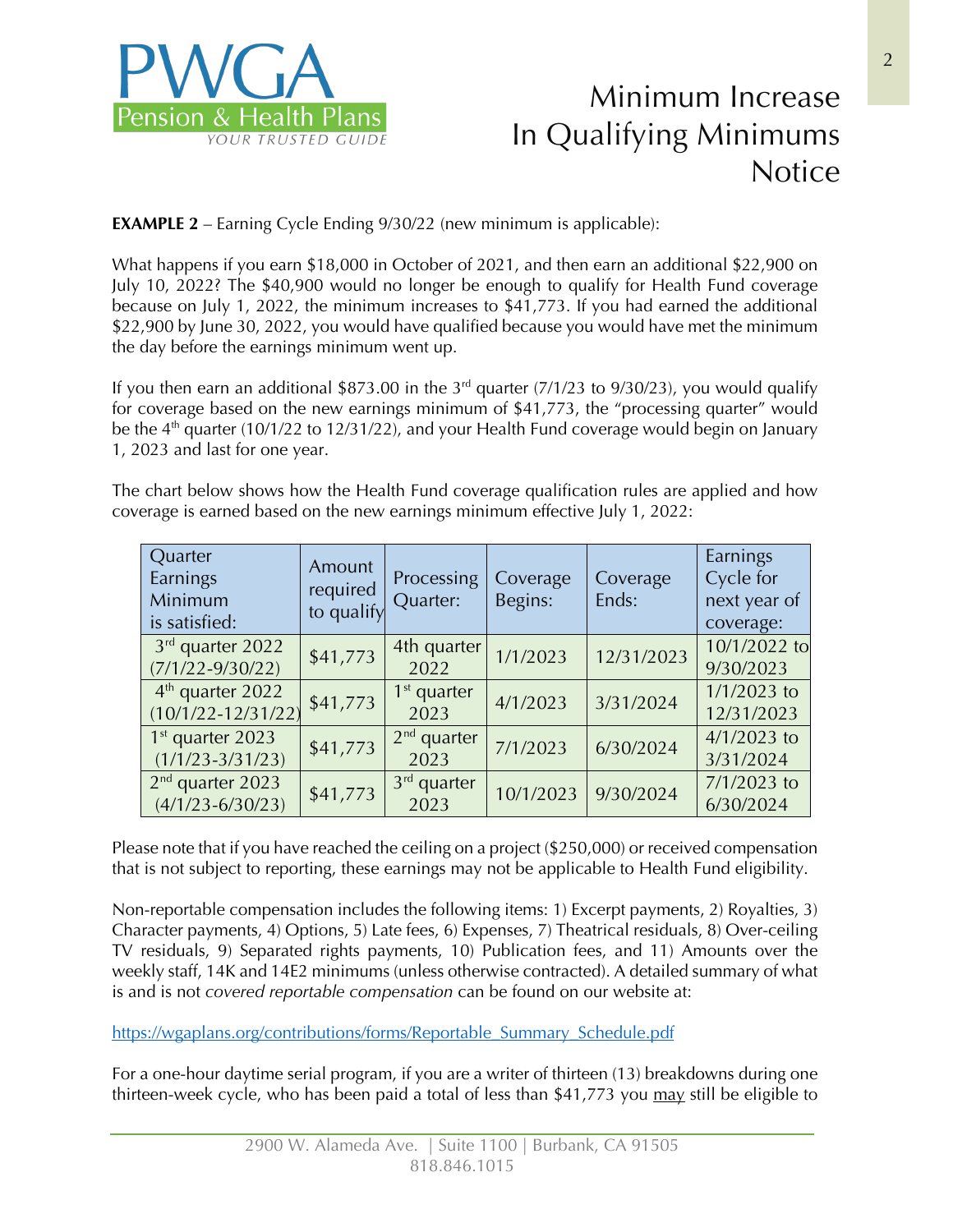**EXAMPLE 2** – Earning Cycle Ending 9/30/22 (new minimum is applicable):

What happens if you earn $18,000 in October of 2021, and then earn an additional $22,900 on July 10, 2022? The $40,900 would no longer be enough to qualify for Health Fund coverage because on July 1, 2022, the minimum increases to $41,773. If you had earned the additional $22,900 by June 30, 2022, you would have qualified because you would have met the minimum the day before the earnings minimum went up.

If you then earn an additional $873.00 in the 3rd quarter (7/1/23 to 9/30/23), you would qualify for coverage based on the new earnings minimum of $41,773, the "processing quarter" would be the 4th quarter (10/1/22 to 12/31/22), and your Health Fund coverage would begin on January 1, 2023 and last for one year.

The chart below shows how the Health Fund coverage qualification rules are applied and how coverage is earned based on the new earnings minimum effective July 1, 2022:

| Quarter Earnings Minimum is satisfied: | Amount required to qualify | Processing Quarter: | Coverage Begins: | Coverage Ends: | Earnings Cycle for next year of coverage: |
|---|---|---|---|---|---|
| 3rd quarter 2022 (7/1/22-9/30/22) | $41,773 | 4th quarter 2022 | 1/1/2023 | 12/31/2023 | 10/1/2022 to 9/30/2023 |
| 4th quarter 2022 (10/1/22-12/31/22) | $41,773 | 1st quarter 2023 | 4/1/2023 | 3/31/2024 | 1/1/2023 to 12/31/2023 |
| 1st quarter 2023 (1/1/23-3/31/23) | $41,773 | 2nd quarter 2023 | 7/1/2023 | 6/30/2024 | 4/1/2023 to 3/31/2024 |
| 2nd quarter 2023 (4/1/23-6/30/23) | $41,773 | 3rd quarter 2023 | 10/1/2023 | 9/30/2024 | 7/1/2023 to 6/30/2024 |

Please note that if you have reached the ceiling on a project ($250,000) or received compensation that is not subject to reporting, these earnings may not be applicable to Health Fund eligibility.

Non-reportable compensation includes the following items: 1) Excerpt payments, 2) Royalties, 3) Character payments, 4) Options, 5) Late fees, 6) Expenses, 7) Theatrical residuals, 8) Over-ceiling TV residuals, 9) Separated rights payments, 10) Publication fees, and 11) Amounts over the weekly staff, 14K and 14E2 minimums (unless otherwise contracted). A detailed summary of what is and is not *covered reportable compensation* can be found on our website at:

https://wgaplans.org/contributions/forms/Reportable_Summary_Schedule.pdf

For a one-hour daytime serial program, if you are a writer of thirteen (13) breakdowns during one thirteen-week cycle, who has been paid a total of less than $41,773 you may still be eligible to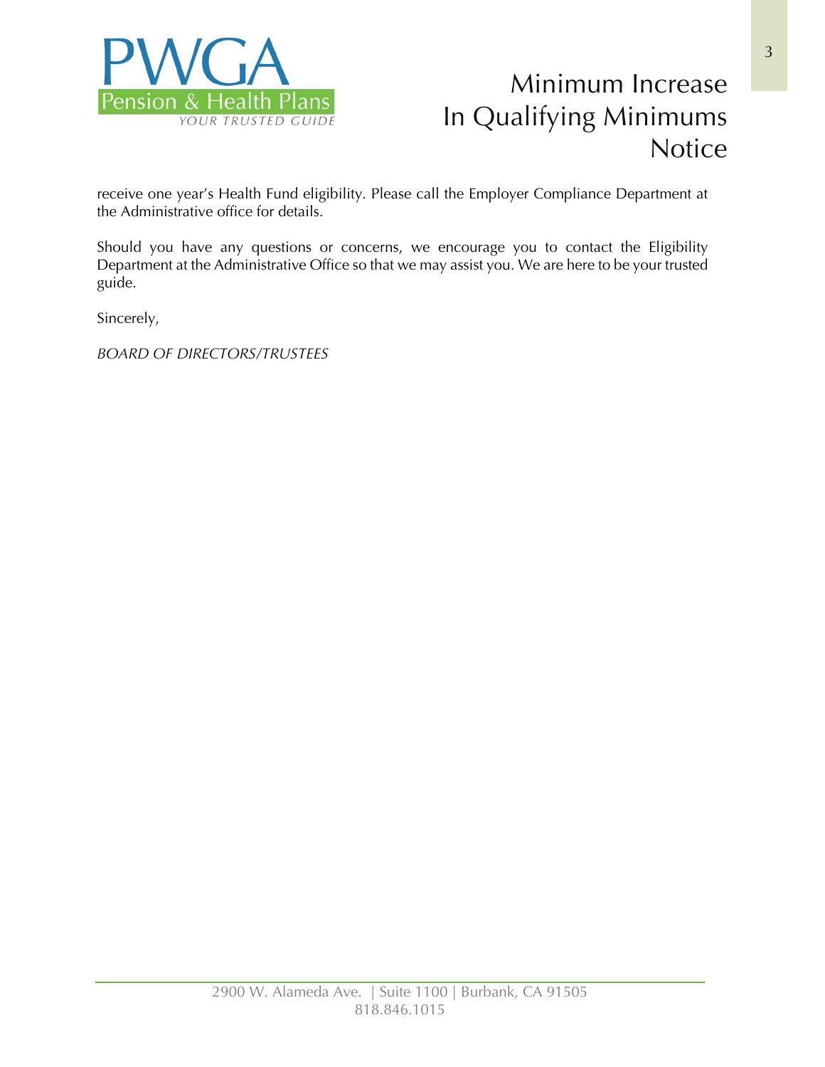receive one year's Health Fund eligibility. Please call the Employer Compliance Department at the Administrative office for details.

Should you have any questions or concerns, we encourage you to contact the Eligibility Department at the Administrative Office so that we may assist you. We are here to be your trusted guide.

Sincerely,

*BOARD OF DIRECTORS/TRUSTEES*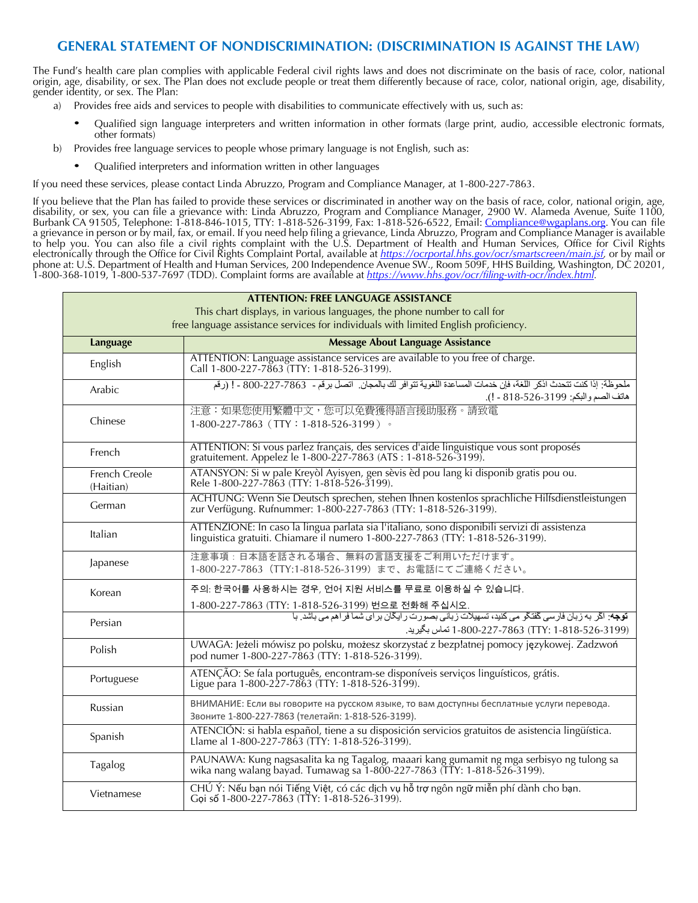## GENERAL STATEMENT OF NONDISCRIMINATION: (DISCRIMINATION IS AGAINST THE LAW)

The Fund's health care plan complies with applicable Federal civil rights laws and does not discriminate on the basis of race, color, national origin, age, disability, or sex. The Plan does not exclude people or treat them differently because of race, color, national origin, age, disability, gender identity, or sex. The Plan:

a) Provides free aids and services to people with disabilities to communicate effectively with us, such as:
   - Qualified sign language interpreters and written information in other formats (large print, audio, accessible electronic formats, other formats)

b) Provides free language services to people whose primary language is not English, such as:
   - Qualified interpreters and information written in other languages

If you need these services, please contact Linda Abruzzo, Program and Compliance Manager, at 1-800-227-7863.

If you believe that the Plan has failed to provide these services or discriminated in another way on the basis of race, color, national origin, age, disability, or sex, you can file a grievance with: Linda Abruzzo, Program and Compliance Manager, 2900 W. Alameda Avenue, Suite 1100, Burbank CA 91505, Telephone: 1-818-846-1015, TTY: 1-818-526-3199, Fax: 1-818-526-6522, Email: Compliance@wgaplans.org. You can file a grievance in person or by mail, fax, or email. If you need help filing a grievance, Linda Abruzzo, Program and Compliance Manager is available to help you. You can also file a civil rights complaint with the U.S. Department of Health and Human Services, Office for Civil Rights electronically through the Office for Civil Rights Complaint Portal, available at *https://ocrportal.hhs.gov/ocr/smartscreen/main.jsf*, or by mail or phone at: U.S. Department of Health and Human Services, 200 Independence Avenue SW., Room 509F, HHS Building, Washington, DC 20201, 1-800-368-1019, 1-800-537-7697 (TDD). Complaint forms are available at *https://www.hhs.gov/ocr/filing-with-ocr/index.html*.

| ATTENTION: FREE LANGUAGE ASSISTANCE<br>This chart displays, in various languages, the phone number to call for free language assistance services for individuals with limited English proficiency. | |
|---|---|
| **Language** | **Message About Language Assistance** |
| English | ATTENTION: Language assistance services are available to you free of charge. Call 1-800-227-7863 (TTY: 1-818-526-3199). |
| Arabic | ملحوظة: إذا كنت تتحدث اذكر اللغة، فإن خدمات المساعدة اللغوية تتوافر لك بالمجان. اتصل برقم - 1-800-227-7863 ! (رقم هاتف الصم والبكم: 1-818-526-3199 - !). |
| Chinese | 注意：如果您使用繁體中文，您可以免費獲得語言援助服務。請致電 1-800-227-7863（TTY：1-818-526-3199）。 |
| French | ATTENTION: Si vous parlez français, des services d'aide linguistique vous sont proposés gratuitement. Appelez le 1-800-227-7863 (ATS : 1-818-526-3199). |
| French Creole (Haitian) | ATANSYON: Si w pale Kreyòl Ayisyen, gen sèvis èd pou lang ki disponib gratis pou ou. Rele 1-800-227-7863 (TTY: 1-818-526-3199). |
| German | ACHTUNG: Wenn Sie Deutsch sprechen, stehen Ihnen kostenlos sprachliche Hilfsdienstleistungen zur Verfügung. Rufnummer: 1-800-227-7863 (TTY: 1-818-526-3199). |
| Italian | ATTENZIONE: In caso la lingua parlata sia l'italiano, sono disponibili servizi di assistenza linguistica gratuiti. Chiamare il numero 1-800-227-7863 (TTY: 1-818-526-3199). |
| Japanese | 注意事項：日本語を話される場合、無料の言語支援をご利用いただけます。1-800-227-7863（TTY:1-818-526-3199）まで、お電話にてご連絡ください。 |
| Korean | 주의: 한국어를 사용하시는 경우, 언어 지원 서비스를 무료로 이용하실 수 있습니다. 1-800-227-7863 (TTY: 1-818-526-3199) 번으로 전화해 주십시오. |
| Persian | **توجه**: اگر به زبان فارسی گفتگو می کنید، تسهیلات زبانی بصورت رایگان برای شما فراهم می باشد. با 1-800-227-7863 (TTY: 1-818-526-3199) تماس بگیرید. |
| Polish | UWAGA: Jeżeli mówisz po polsku, możesz skorzystać z bezpłatnej pomocy językowej. Zadzwoń pod numer 1-800-227-7863 (TTY: 1-818-526-3199). |
| Portuguese | ATENÇÃO: Se fala português, encontram-se disponíveis serviços linguísticos, grátis. Ligue para 1-800-227-7863 (TTY: 1-818-526-3199). |
| Russian | ВНИМАНИЕ: Если вы говорите на русском языке, то вам доступны бесплатные услуги перевода. Звоните 1-800-227-7863 (телетайп: 1-818-526-3199). |
| Spanish | ATENCIÓN: si habla español, tiene a su disposición servicios gratuitos de asistencia lingüística. Llame al 1-800-227-7863 (TTY: 1-818-526-3199). |
| Tagalog | PAUNAWA: Kung nagsasalita ka ng Tagalog, maaari kang gumamit ng mga serbisyo ng tulong sa wika nang walang bayad. Tumawag sa 1-800-227-7863 (TTY: 1-818-526-3199). |
| Vietnamese | CHÚ Ý: Nếu bạn nói Tiếng Việt, có các dịch vụ hỗ trợ ngôn ngữ miễn phí dành cho bạn. Gọi số 1-800-227-7863 (TTY: 1-818-526-3199). |